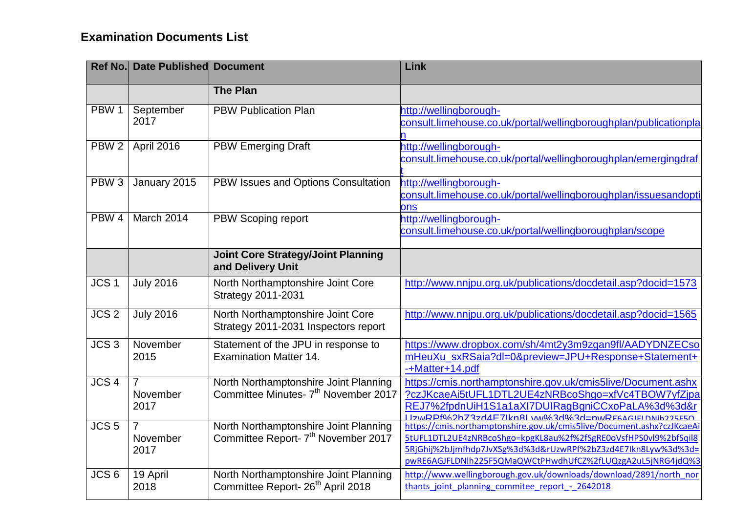## Examination Documents List

| Ref No. | Date Published | Document | Link |
|---|---|---|---|
| | | **The Plan** | |
| PBW 1 | September 2017 | PBW Publication Plan | http://wellingborough-consult.limehouse.co.uk/portal/wellingboroughplan/publicationplan |
| PBW 2 | April 2016 | PBW Emerging Draft | http://wellingborough-consult.limehouse.co.uk/portal/wellingboroughplan/emergingdraft |
| PBW 3 | January 2015 | PBW Issues and Options Consultation | http://wellingborough-consult.limehouse.co.uk/portal/wellingboroughplan/issuesandoptions |
| PBW 4 | March 2014 | PBW Scoping report | http://wellingborough-consult.limehouse.co.uk/portal/wellingboroughplan/scope |
| | | **Joint Core Strategy/Joint Planning and Delivery Unit** | |
| JCS 1 | July 2016 | North Northamptonshire Joint Core Strategy 2011-2031 | http://www.nnjpu.org.uk/publications/docdetail.asp?docid=1573 |
| JCS 2 | July 2016 | North Northamptonshire Joint Core Strategy 2011-2031 Inspectors report | http://www.nnjpu.org.uk/publications/docdetail.asp?docid=1565 |
| JCS 3 | November 2015 | Statement of the JPU in response to Examination Matter 14. | https://www.dropbox.com/sh/4mt2y3m9zgan9fl/AADYDNZECsomHeuXu_sxRSaia?dl=0&preview=JPU+Response+Statement+-+Matter+14.pdf |
| JCS 4 | 7 November 2017 | North Northamptonshire Joint Planning Committee Minutes- 7th November 2017 | https://cmis.northamptonshire.gov.uk/cmis5live/Document.ashx?czJKcaeAi5tUFL1DTL2UE4zNRBcoShgo=xfVc4TBOW7yfZjpaREJ7%2fpdnUiH1S1a1aXI7DUIRagBgniCCxoPaLA%3d%3d&rUzwRPf%2bZ3zd4E7Ikn8Lyw%3d%3d=pwRE6AGJFLDNlh225F5Q |
| JCS 5 | 7 November 2017 | North Northamptonshire Joint Planning Committee Report- 7th November 2017 | https://cmis.northamptonshire.gov.uk/cmis5live/Document.ashx?czJKcaeAi5tUFL1DTL2UE4zNRBcoShgo=kpgKL8au%2f%2fSgRE0oVsfHPS0vl9%2bfSqil85RjGhij%2bJjmfhdp7JvXSg%3d%3d&rUzwRPf%2bZ3zd4E7Ikn8Lyw%3d%3d=pwRE6AGJFLDNlh225F5QMaQWCtPHwdhUfCZ%2fLUQzgA2uL5jNRG4jdQ%3 |
| JCS 6 | 19 April 2018 | North Northamptonshire Joint Planning Committee Report- 26th April 2018 | http://www.wellingborough.gov.uk/downloads/download/2891/north_northants_joint_planning_commitee_report_-_2642018 |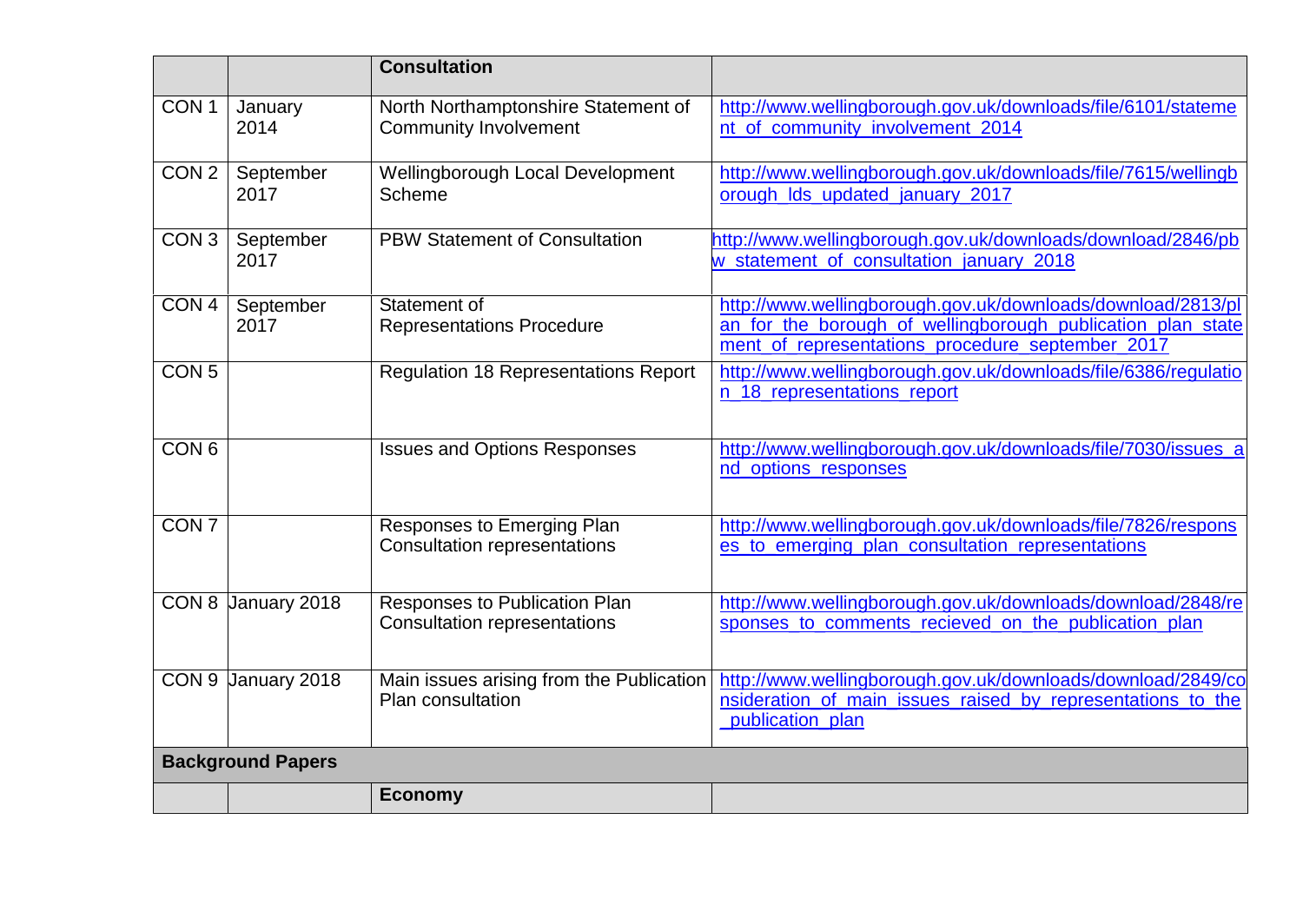| | | | |
|---|---|---|---|
| | | **Consultation** | |
| CON 1 | January 2014 | North Northamptonshire Statement of Community Involvement | http://www.wellingborough.gov.uk/downloads/file/6101/statement_of_community_involvement_2014 |
| CON 2 | September 2017 | Wellingborough Local Development Scheme | http://www.wellingborough.gov.uk/downloads/file/7615/wellingborough_lds_updated_january_2017 |
| CON 3 | September 2017 | PBW Statement of Consultation | http://www.wellingborough.gov.uk/downloads/download/2846/pbw_statement_of_consultation_january_2018 |
| CON 4 | September 2017 | Statement of Representations Procedure | http://www.wellingborough.gov.uk/downloads/download/2813/plan_for_the_borough_of_wellingborough_publication_plan_statement_of_representations_procedure_september_2017 |
| CON 5 | | Regulation 18 Representations Report | http://www.wellingborough.gov.uk/downloads/file/6386/regulation_18_representations_report |
| CON 6 | | Issues and Options Responses | http://www.wellingborough.gov.uk/downloads/file/7030/issues_and_options_responses |
| CON 7 | | Responses to Emerging Plan Consultation representations | http://www.wellingborough.gov.uk/downloads/file/7826/responses_to_emerging_plan_consultation_representations |
| CON 8 | January 2018 | Responses to Publication Plan Consultation representations | http://www.wellingborough.gov.uk/downloads/download/2848/responses_to_comments_recieved_on_the_publication_plan |
| CON 9 | January 2018 | Main issues arising from the Publication Plan consultation | http://www.wellingborough.gov.uk/downloads/download/2849/consideration_of_main_issues_raised_by_representations_to_the_publication_plan |
| **Background Papers** | | | |
| | | **Economy** | |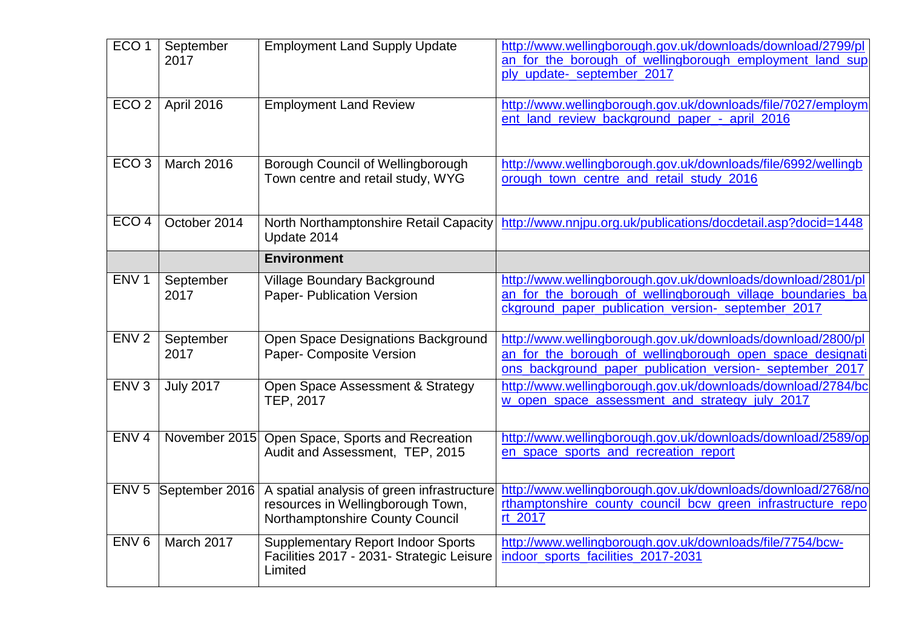| | | | |
|---|---|---|---|
| ECO 1 | September 2017 | Employment Land Supply Update | http://www.wellingborough.gov.uk/downloads/download/2799/plan_for_the_borough_of_wellingborough_employment_land_supply_update-_september_2017 |
| ECO 2 | April 2016 | Employment Land Review | http://www.wellingborough.gov.uk/downloads/file/7027/employment_land_review_background_paper_-_april_2016 |
| ECO 3 | March 2016 | Borough Council of Wellingborough Town centre and retail study, WYG | http://www.wellingborough.gov.uk/downloads/file/6992/wellingborough_town_centre_and_retail_study_2016 |
| ECO 4 | October 2014 | North Northamptonshire Retail Capacity Update 2014 | http://www.nnjpu.org.uk/publications/docdetail.asp?docid=1448 |
| | | **Environment** | |
| ENV 1 | September 2017 | Village Boundary Background Paper- Publication Version | http://www.wellingborough.gov.uk/downloads/download/2801/plan_for_the_borough_of_wellingborough_village_boundaries_background_paper_publication_version-_september_2017 |
| ENV 2 | September 2017 | Open Space Designations Background Paper- Composite Version | http://www.wellingborough.gov.uk/downloads/download/2800/plan_for_the_borough_of_wellingborough_open_space_designations_background_paper_publication_version-_september_2017 |
| ENV 3 | July 2017 | Open Space Assessment & Strategy TEP, 2017 | http://www.wellingborough.gov.uk/downloads/download/2784/bcw_open_space_assessment_and_strategy_july_2017 |
| ENV 4 | November 2015 | Open Space, Sports and Recreation Audit and Assessment, TEP, 2015 | http://www.wellingborough.gov.uk/downloads/download/2589/open_space_sports_and_recreation_report |
| ENV 5 | September 2016 | A spatial analysis of green infrastructure resources in Wellingborough Town, Northamptonshire County Council | http://www.wellingborough.gov.uk/downloads/download/2768/northamptonshire_county_council_bcw_green_infrastructure_report_2017 |
| ENV 6 | March 2017 | Supplementary Report Indoor Sports Facilities 2017 - 2031- Strategic Leisure Limited | http://www.wellingborough.gov.uk/downloads/file/7754/bcw-indoor_sports_facilities_2017-2031 |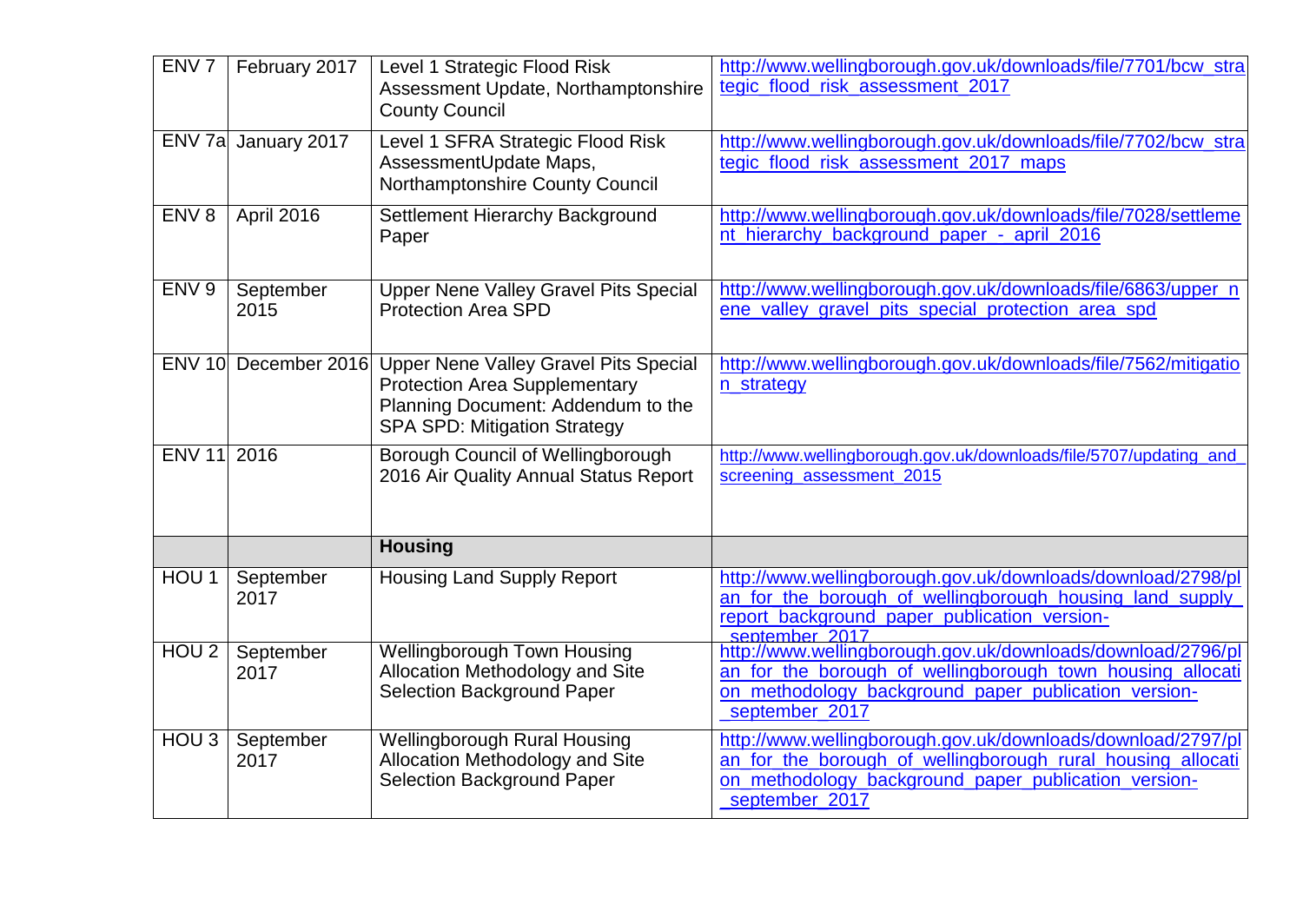| | | | |
|---|---|---|---|
| ENV 7 | February 2017 | Level 1 Strategic Flood Risk Assessment Update, Northamptonshire County Council | http://www.wellingborough.gov.uk/downloads/file/7701/bcw_strategic_flood_risk_assessment_2017 |
| ENV 7a | January 2017 | Level 1 SFRA Strategic Flood Risk AssessmentUpdate Maps, Northamptonshire County Council | http://www.wellingborough.gov.uk/downloads/file/7702/bcw_strategic_flood_risk_assessment_2017_maps |
| ENV 8 | April 2016 | Settlement Hierarchy Background Paper | http://www.wellingborough.gov.uk/downloads/file/7028/settlement_hierarchy_background_paper_-_april_2016 |
| ENV 9 | September 2015 | Upper Nene Valley Gravel Pits Special Protection Area SPD | http://www.wellingborough.gov.uk/downloads/file/6863/upper_nene_valley_gravel_pits_special_protection_area_spd |
| ENV 10 | December 2016 | Upper Nene Valley Gravel Pits Special Protection Area Supplementary Planning Document: Addendum to the SPA SPD: Mitigation Strategy | http://www.wellingborough.gov.uk/downloads/file/7562/mitigation_strategy |
| ENV 11 | 2016 | Borough Council of Wellingborough 2016 Air Quality Annual Status Report | http://www.wellingborough.gov.uk/downloads/file/5707/updating_and_screening_assessment_2015 |
| | | **Housing** | |
| HOU 1 | September 2017 | Housing Land Supply Report | http://www.wellingborough.gov.uk/downloads/download/2798/plan_for_the_borough_of_wellingborough_housing_land_supply_report_background_paper_publication_version-september_2017 |
| HOU 2 | September 2017 | Wellingborough Town Housing Allocation Methodology and Site Selection Background Paper | http://www.wellingborough.gov.uk/downloads/download/2796/plan_for_the_borough_of_wellingborough_town_housing_allocation_methodology_background_paper_publication_version-_september_2017 |
| HOU 3 | September 2017 | Wellingborough Rural Housing Allocation Methodology and Site Selection Background Paper | http://www.wellingborough.gov.uk/downloads/download/2797/plan_for_the_borough_of_wellingborough_rural_housing_allocation_methodology_background_paper_publication_version-_september_2017 |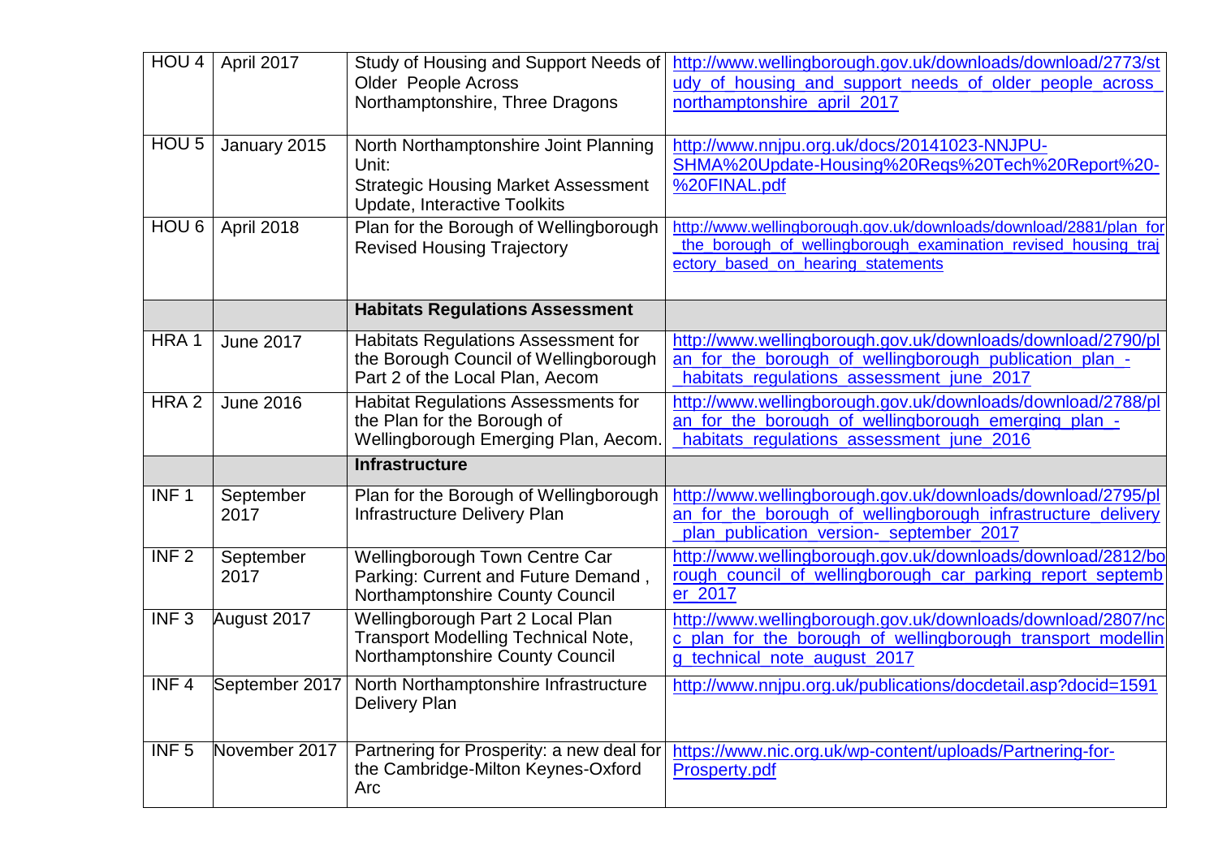| | | | |
|---|---|---|---|
| HOU 4 | April 2017 | Study of Housing and Support Needs of Older People Across Northamptonshire, Three Dragons | http://www.wellingborough.gov.uk/downloads/download/2773/study_of_housing_and_support_needs_of_older_people_across_northamptonshire_april_2017 |
| HOU 5 | January 2015 | North Northamptonshire Joint Planning Unit:<br>Strategic Housing Market Assessment Update, Interactive Toolkits | http://www.nnjpu.org.uk/docs/20141023-NNJPU-SHMA%20Update-Housing%20Reqs%20Tech%20Report%20-%20FINAL.pdf |
| HOU 6 | April 2018 | Plan for the Borough of Wellingborough Revised Housing Trajectory | http://www.wellingborough.gov.uk/downloads/download/2881/plan_for_the_borough_of_wellingborough_examination_revised_housing_trajectory_based_on_hearing_statements |
| | | **Habitats Regulations Assessment** | |
| HRA 1 | June 2017 | Habitats Regulations Assessment for the Borough Council of Wellingborough Part 2 of the Local Plan, Aecom | http://www.wellingborough.gov.uk/downloads/download/2790/plan_for_the_borough_of_wellingborough_publication_plan_-_habitats_regulations_assessment_june_2017 |
| HRA 2 | June 2016 | Habitat Regulations Assessments for the Plan for the Borough of Wellingborough Emerging Plan, Aecom. | http://www.wellingborough.gov.uk/downloads/download/2788/plan_for_the_borough_of_wellingborough_emerging_plan_-_habitats_regulations_assessment_june_2016 |
| | | **Infrastructure** | |
| INF 1 | September 2017 | Plan for the Borough of Wellingborough Infrastructure Delivery Plan | http://www.wellingborough.gov.uk/downloads/download/2795/plan_for_the_borough_of_wellingborough_infrastructure_delivery_plan_publication_version-_september_2017 |
| INF 2 | September 2017 | Wellingborough Town Centre Car Parking: Current and Future Demand , Northamptonshire County Council | http://www.wellingborough.gov.uk/downloads/download/2812/borough_council_of_wellingborough_car_parking_report_september_2017 |
| INF 3 | August 2017 | Wellingborough Part 2 Local Plan Transport Modelling Technical Note, Northamptonshire County Council | http://www.wellingborough.gov.uk/downloads/download/2807/ncc_plan_for_the_borough_of_wellingborough_transport_modelling_technical_note_august_2017 |
| INF 4 | September 2017 | North Northamptonshire Infrastructure Delivery Plan | http://www.nnjpu.org.uk/publications/docdetail.asp?docid=1591 |
| INF 5 | November 2017 | Partnering for Prosperity: a new deal for the Cambridge-Milton Keynes-Oxford Arc | https://www.nic.org.uk/wp-content/uploads/Partnering-for-Prosperity.pdf |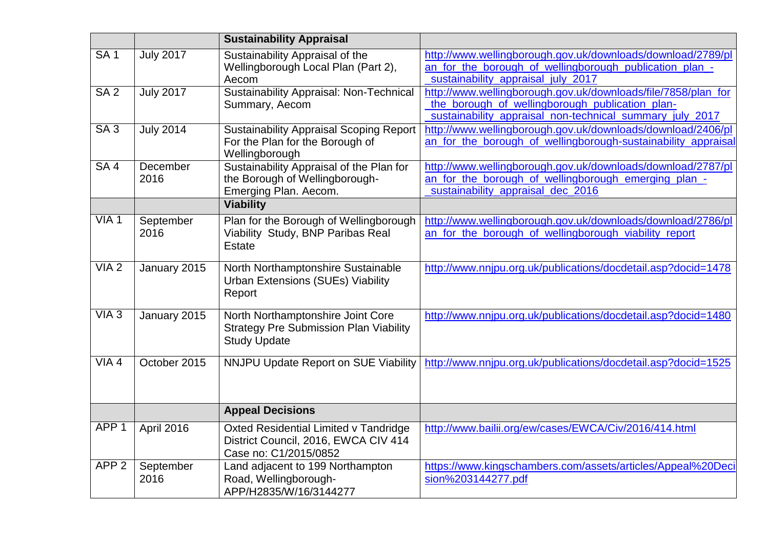| | | | |
|---|---|---|---|
| | | **Sustainability Appraisal** | |
| SA 1 | July 2017 | Sustainability Appraisal of the Wellingborough Local Plan (Part 2), Aecom | http://www.wellingborough.gov.uk/downloads/download/2789/plan_for_the_borough_of_wellingborough_publication_plan_-_sustainability_appraisal_july_2017 |
| SA 2 | July 2017 | Sustainability Appraisal: Non-Technical Summary, Aecom | http://www.wellingborough.gov.uk/downloads/file/7858/plan_for_the_borough_of_wellingborough_publication_plan-_sustainability_appraisal_non-technical_summary_july_2017 |
| SA 3 | July 2014 | Sustainability Appraisal Scoping Report For the Plan for the Borough of Wellingborough | http://www.wellingborough.gov.uk/downloads/download/2406/plan_for_the_borough_of_wellingborough-sustainability_appraisal |
| SA 4 | December 2016 | Sustainability Appraisal of the Plan for the Borough of Wellingborough-Emerging Plan. Aecom. | http://www.wellingborough.gov.uk/downloads/download/2787/plan_for_the_borough_of_wellingborough_emerging_plan_-_sustainability_appraisal_dec_2016 |
| | | **Viability** | |
| VIA 1 | September 2016 | Plan for the Borough of Wellingborough Viability Study, BNP Paribas Real Estate | http://www.wellingborough.gov.uk/downloads/download/2786/plan_for_the_borough_of_wellingborough_viability_report |
| VIA 2 | January 2015 | North Northamptonshire Sustainable Urban Extensions (SUEs) Viability Report | http://www.nnjpu.org.uk/publications/docdetail.asp?docid=1478 |
| VIA 3 | January 2015 | North Northamptonshire Joint Core Strategy Pre Submission Plan Viability Study Update | http://www.nnjpu.org.uk/publications/docdetail.asp?docid=1480 |
| VIA 4 | October 2015 | NNJPU Update Report on SUE Viability | http://www.nnjpu.org.uk/publications/docdetail.asp?docid=1525 |
| | | **Appeal Decisions** | |
| APP 1 | April 2016 | Oxted Residential Limited v Tandridge District Council, 2016, EWCA CIV 414 Case no: C1/2015/0852 | http://www.bailii.org/ew/cases/EWCA/Civ/2016/414.html |
| APP 2 | September 2016 | Land adjacent to 199 Northampton Road, Wellingborough- APP/H2835/W/16/3144277 | https://www.kingschambers.com/assets/articles/Appeal%20Decision%203144277.pdf |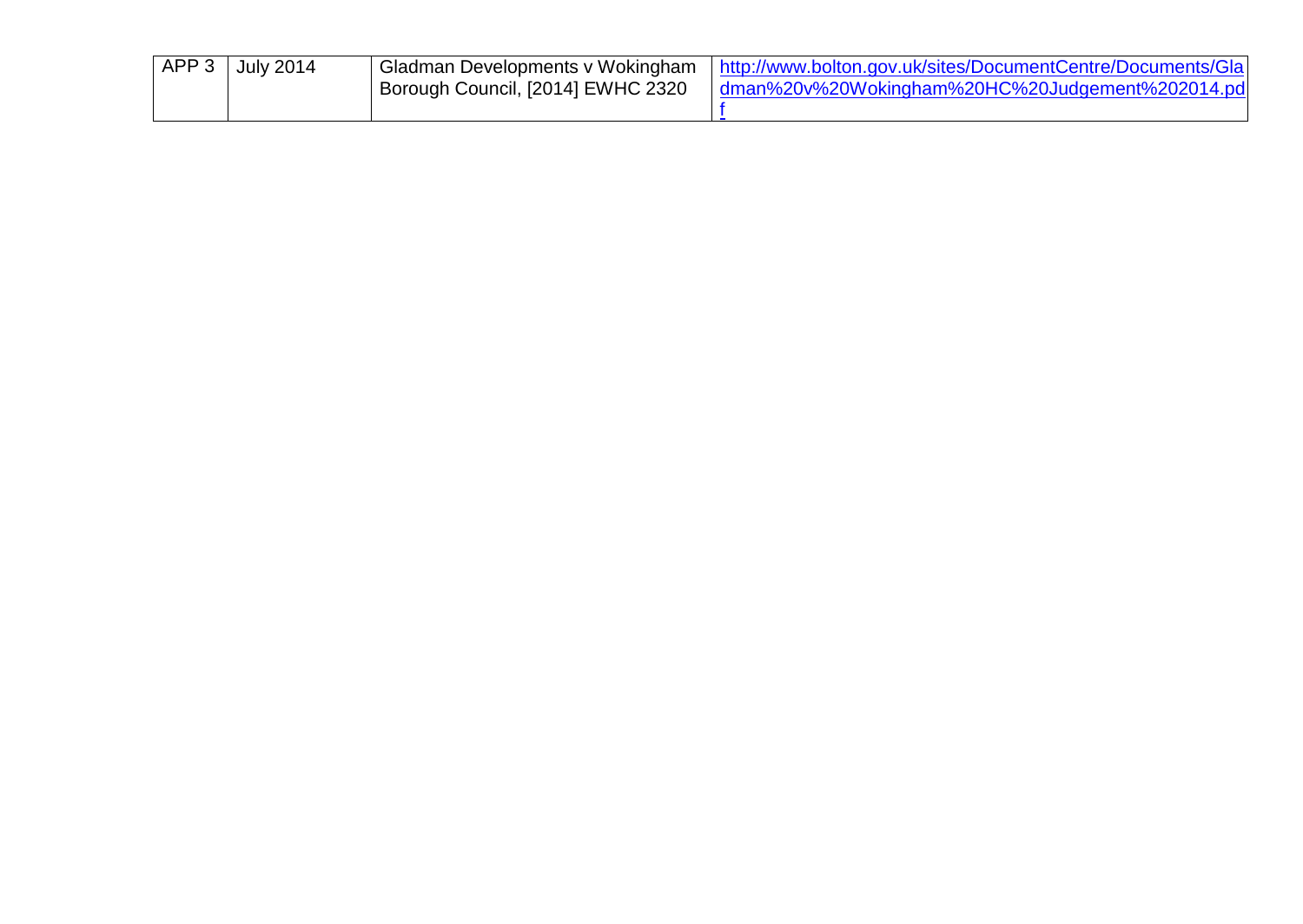| | | | |
|---|---|---|---|
| APP 3 | July 2014 | Gladman Developments v Wokingham Borough Council, [2014] EWHC 2320 | http://www.bolton.gov.uk/sites/DocumentCentre/Documents/Gladman%20v%20Wokingham%20HC%20Judgement%202014.pdf |